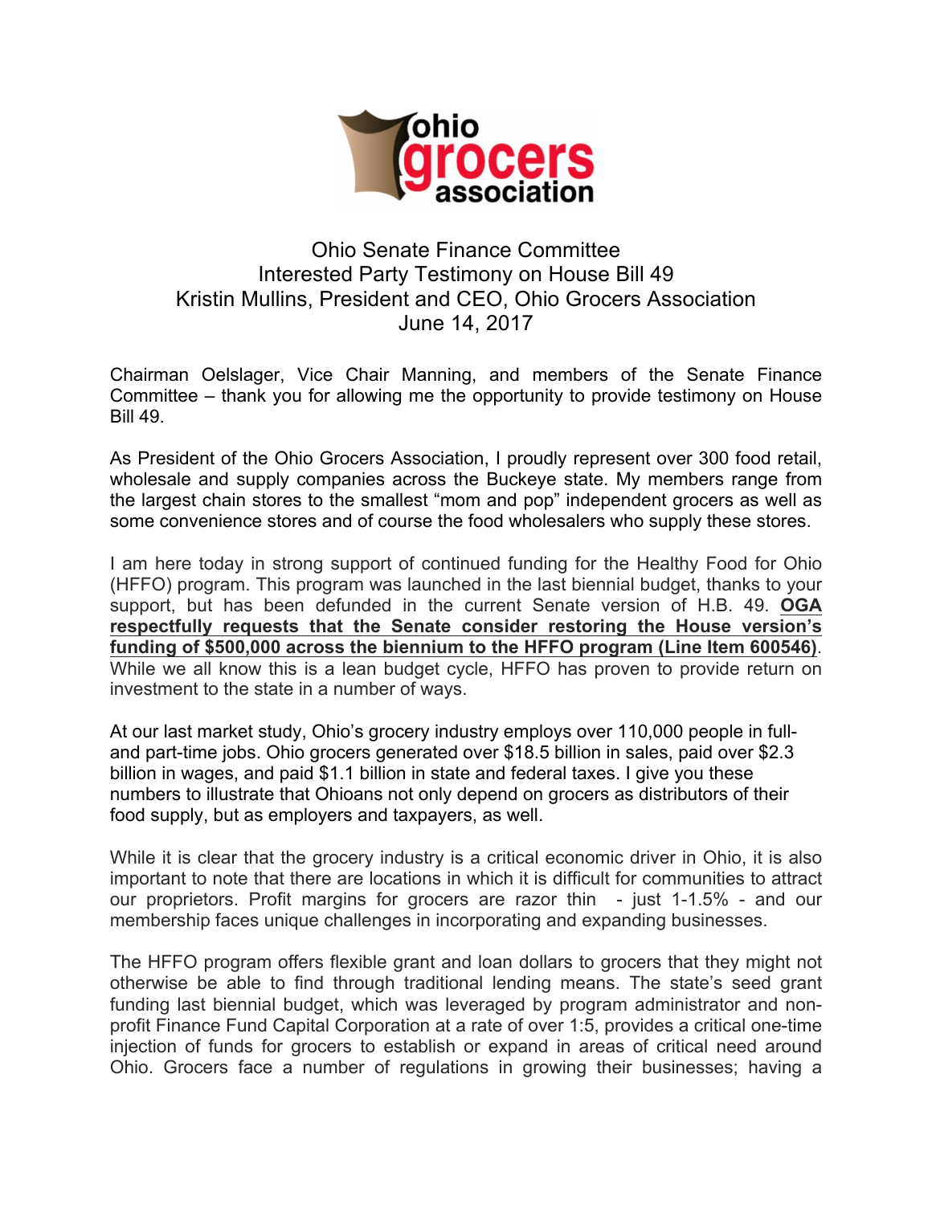ohio grocers association

Ohio Senate Finance Committee
Interested Party Testimony on House Bill 49
Kristin Mullins, President and CEO, Ohio Grocers Association
June 14, 2017

Chairman Oelslager, Vice Chair Manning, and members of the Senate Finance Committee – thank you for allowing me the opportunity to provide testimony on House Bill 49.

As President of the Ohio Grocers Association, I proudly represent over 300 food retail, wholesale and supply companies across the Buckeye state. My members range from the largest chain stores to the smallest "mom and pop" independent grocers as well as some convenience stores and of course the food wholesalers who supply these stores.

I am here today in strong support of continued funding for the Healthy Food for Ohio (HFFO) program. This program was launched in the last biennial budget, thanks to your support, but has been defunded in the current Senate version of H.B. 49. **OGA respectfully requests that the Senate consider restoring the House version's funding of $500,000 across the biennium to the HFFO program (Line Item 600546)**. While we all know this is a lean budget cycle, HFFO has proven to provide return on investment to the state in a number of ways.

At our last market study, Ohio's grocery industry employs over 110,000 people in full- and part-time jobs. Ohio grocers generated over $18.5 billion in sales, paid over $2.3 billion in wages, and paid $1.1 billion in state and federal taxes. I give you these numbers to illustrate that Ohioans not only depend on grocers as distributors of their food supply, but as employers and taxpayers, as well.

While it is clear that the grocery industry is a critical economic driver in Ohio, it is also important to note that there are locations in which it is difficult for communities to attract our proprietors. Profit margins for grocers are razor thin - just 1-1.5% - and our membership faces unique challenges in incorporating and expanding businesses.

The HFFO program offers flexible grant and loan dollars to grocers that they might not otherwise be able to find through traditional lending means. The state's seed grant funding last biennial budget, which was leveraged by program administrator and non-profit Finance Fund Capital Corporation at a rate of over 1:5, provides a critical one-time injection of funds for grocers to establish or expand in areas of critical need around Ohio. Grocers face a number of regulations in growing their businesses; having a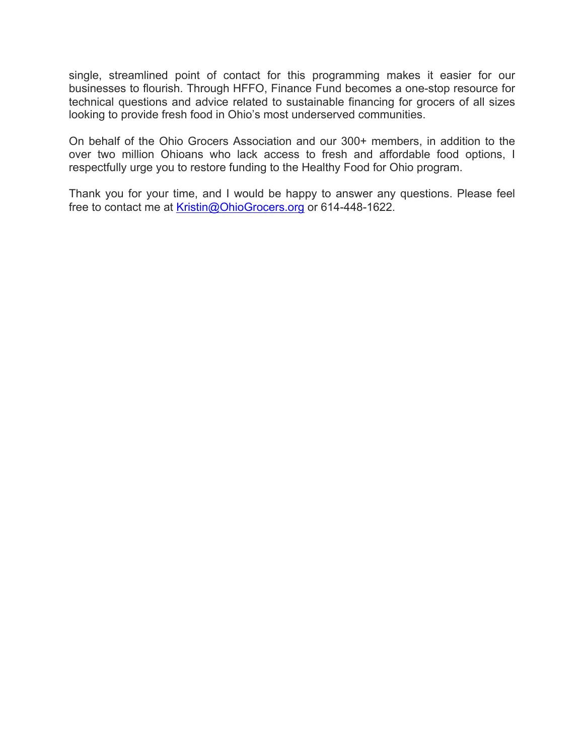single, streamlined point of contact for this programming makes it easier for our businesses to flourish. Through HFFO, Finance Fund becomes a one-stop resource for technical questions and advice related to sustainable financing for grocers of all sizes looking to provide fresh food in Ohio's most underserved communities.

On behalf of the Ohio Grocers Association and our 300+ members, in addition to the over two million Ohioans who lack access to fresh and affordable food options, I respectfully urge you to restore funding to the Healthy Food for Ohio program.

Thank you for your time, and I would be happy to answer any questions. Please feel free to contact me at Kristin@OhioGrocers.org or 614-448-1622.